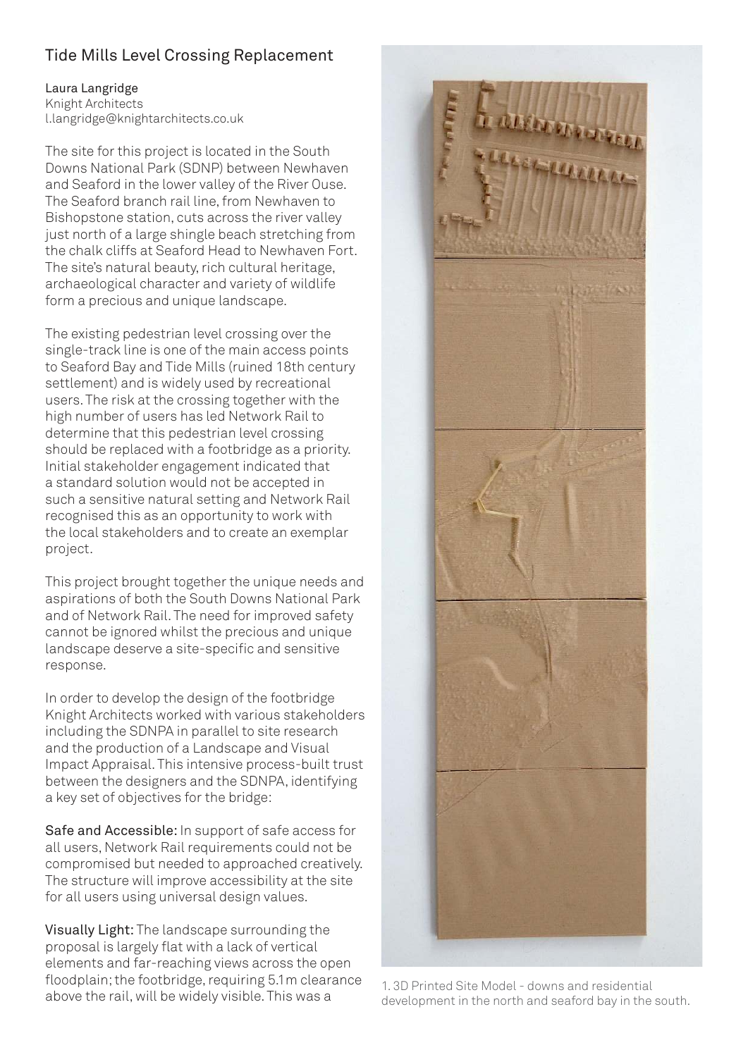# Tide Mills Level Crossing Replacement

Laura Langridge
Knight Architects
l.langridge@knightarchitects.co.uk

The site for this project is located in the South Downs National Park (SDNP) between Newhaven and Seaford in the lower valley of the River Ouse. The Seaford branch rail line, from Newhaven to Bishopstone station, cuts across the river valley just north of a large shingle beach stretching from the chalk cliffs at Seaford Head to Newhaven Fort. The site's natural beauty, rich cultural heritage, archaeological character and variety of wildlife form a precious and unique landscape.

The existing pedestrian level crossing over the single-track line is one of the main access points to Seaford Bay and Tide Mills (ruined 18th century settlement) and is widely used by recreational users. The risk at the crossing together with the high number of users has led Network Rail to determine that this pedestrian level crossing should be replaced with a footbridge as a priority. Initial stakeholder engagement indicated that a standard solution would not be accepted in such a sensitive natural setting and Network Rail recognised this as an opportunity to work with the local stakeholders and to create an exemplar project.

This project brought together the unique needs and aspirations of both the South Downs National Park and of Network Rail. The need for improved safety cannot be ignored whilst the precious and unique landscape deserve a site-specific and sensitive response.

In order to develop the design of the footbridge Knight Architects worked with various stakeholders including the SDNPA in parallel to site research and the production of a Landscape and Visual Impact Appraisal. This intensive process-built trust between the designers and the SDNPA, identifying a key set of objectives for the bridge:

**Safe and Accessible:** In support of safe access for all users, Network Rail requirements could not be compromised but needed to approached creatively. The structure will improve accessibility at the site for all users using universal design values.

**Visually Light:** The landscape surrounding the proposal is largely flat with a lack of vertical elements and far-reaching views across the open floodplain; the footbridge, requiring 5.1 m clearance above the rail, will be widely visible. This was a

1. 3D Printed Site Model - downs and residential development in the north and seaford bay in the south.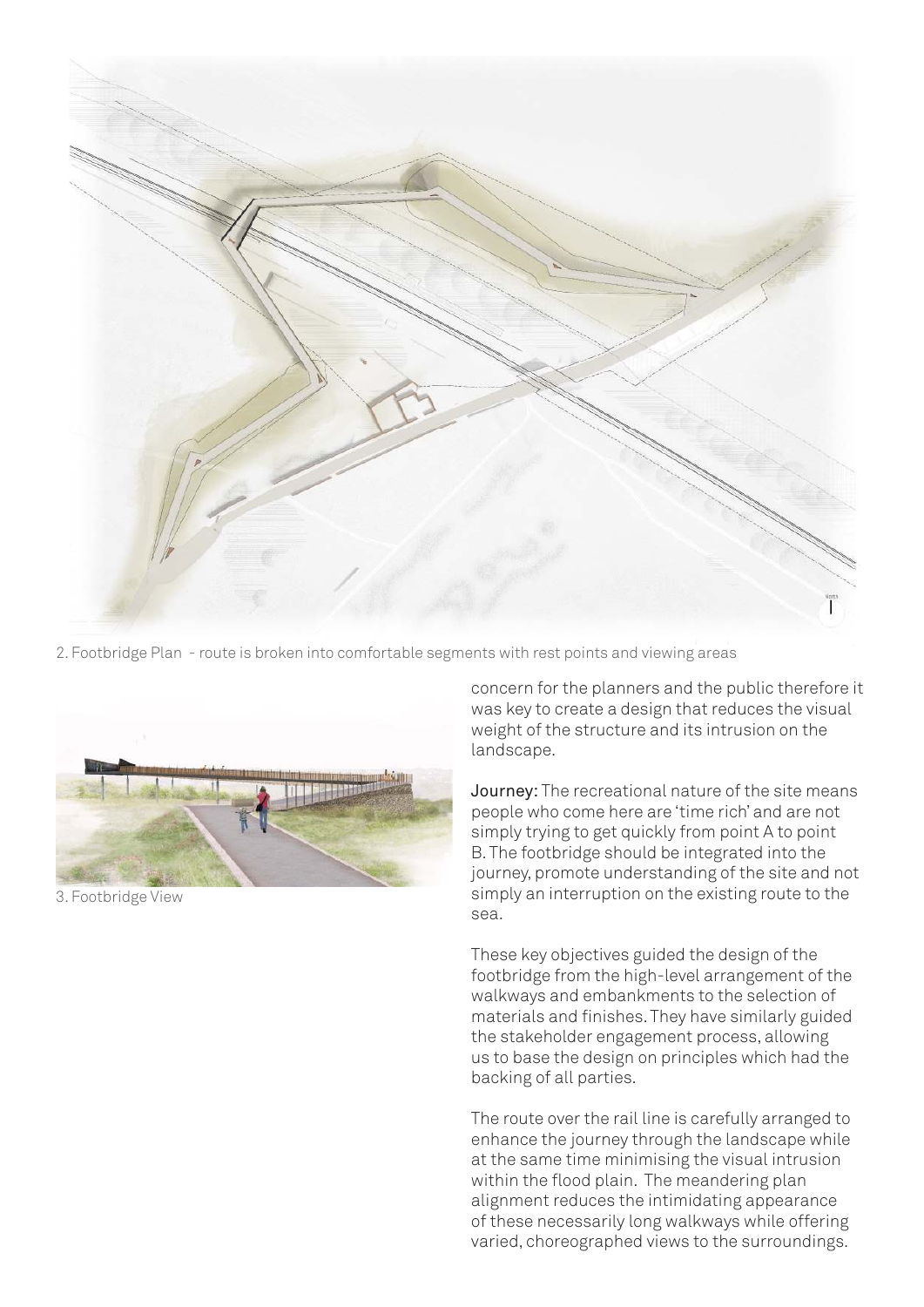2. Footbridge Plan - route is broken into comfortable segments with rest points and viewing areas

3. Footbridge View

concern for the planners and the public therefore it was key to create a design that reduces the visual weight of the structure and its intrusion on the landscape.

**Journey:** The recreational nature of the site means people who come here are 'time rich' and are not simply trying to get quickly from point A to point B. The footbridge should be integrated into the journey, promote understanding of the site and not simply an interruption on the existing route to the sea.

These key objectives guided the design of the footbridge from the high-level arrangement of the walkways and embankments to the selection of materials and finishes. They have similarly guided the stakeholder engagement process, allowing us to base the design on principles which had the backing of all parties.

The route over the rail line is carefully arranged to enhance the journey through the landscape while at the same time minimising the visual intrusion within the flood plain. The meandering plan alignment reduces the intimidating appearance of these necessarily long walkways while offering varied, choreographed views to the surroundings.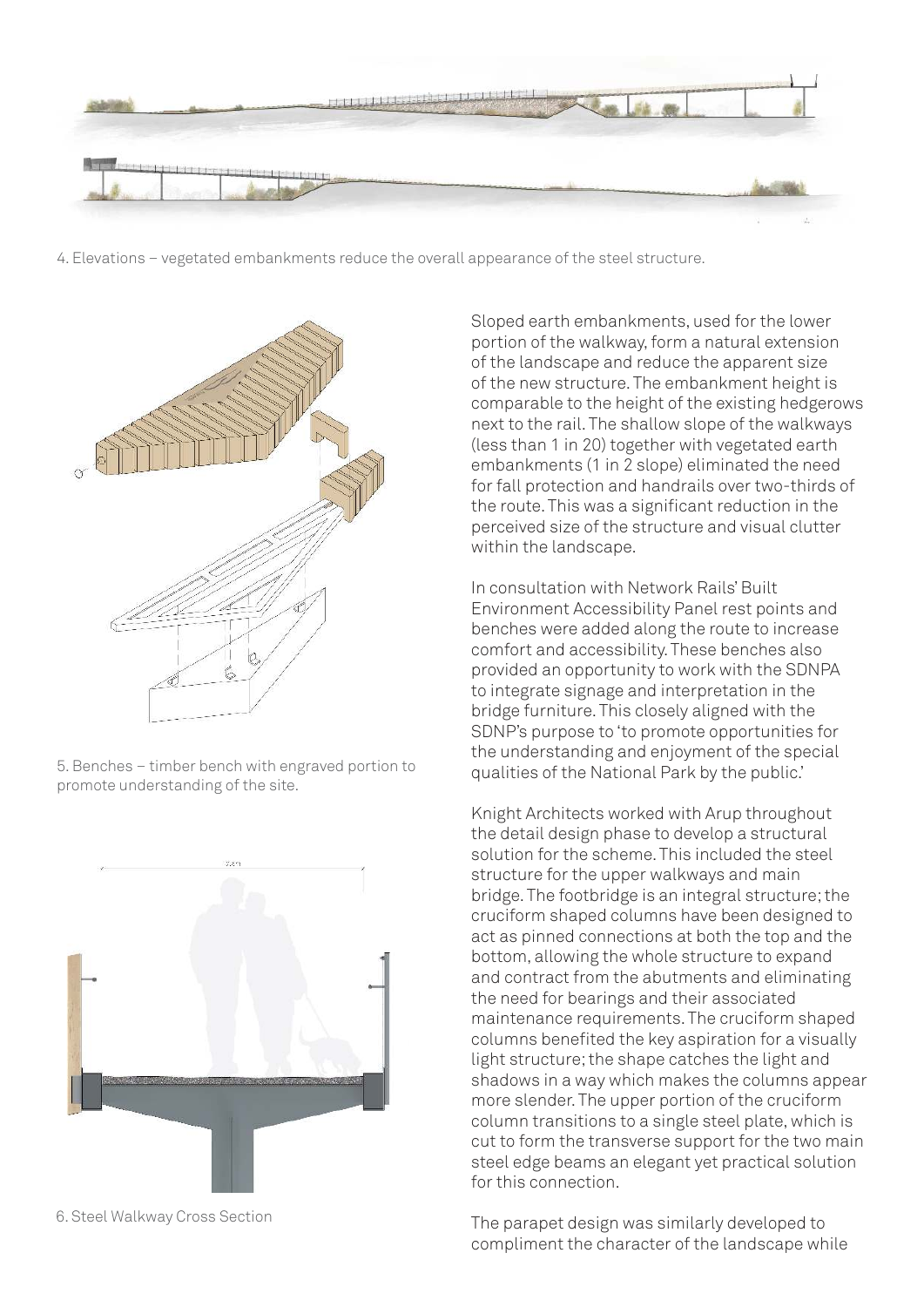4. Elevations – vegetated embankments reduce the overall appearance of the steel structure.

5. Benches – timber bench with engraved portion to promote understanding of the site.

6. Steel Walkway Cross Section

Sloped earth embankments, used for the lower portion of the walkway, form a natural extension of the landscape and reduce the apparent size of the new structure. The embankment height is comparable to the height of the existing hedgerows next to the rail. The shallow slope of the walkways (less than 1 in 20) together with vegetated earth embankments (1 in 2 slope) eliminated the need for fall protection and handrails over two-thirds of the route. This was a significant reduction in the perceived size of the structure and visual clutter within the landscape.

In consultation with Network Rails' Built Environment Accessibility Panel rest points and benches were added along the route to increase comfort and accessibility. These benches also provided an opportunity to work with the SDNPA to integrate signage and interpretation in the bridge furniture. This closely aligned with the SDNP's purpose to 'to promote opportunities for the understanding and enjoyment of the special qualities of the National Park by the public.'

Knight Architects worked with Arup throughout the detail design phase to develop a structural solution for the scheme. This included the steel structure for the upper walkways and main bridge. The footbridge is an integral structure; the cruciform shaped columns have been designed to act as pinned connections at both the top and the bottom, allowing the whole structure to expand and contract from the abutments and eliminating the need for bearings and their associated maintenance requirements. The cruciform shaped columns benefited the key aspiration for a visually light structure; the shape catches the light and shadows in a way which makes the columns appear more slender. The upper portion of the cruciform column transitions to a single steel plate, which is cut to form the transverse support for the two main steel edge beams an elegant yet practical solution for this connection.

The parapet design was similarly developed to compliment the character of the landscape while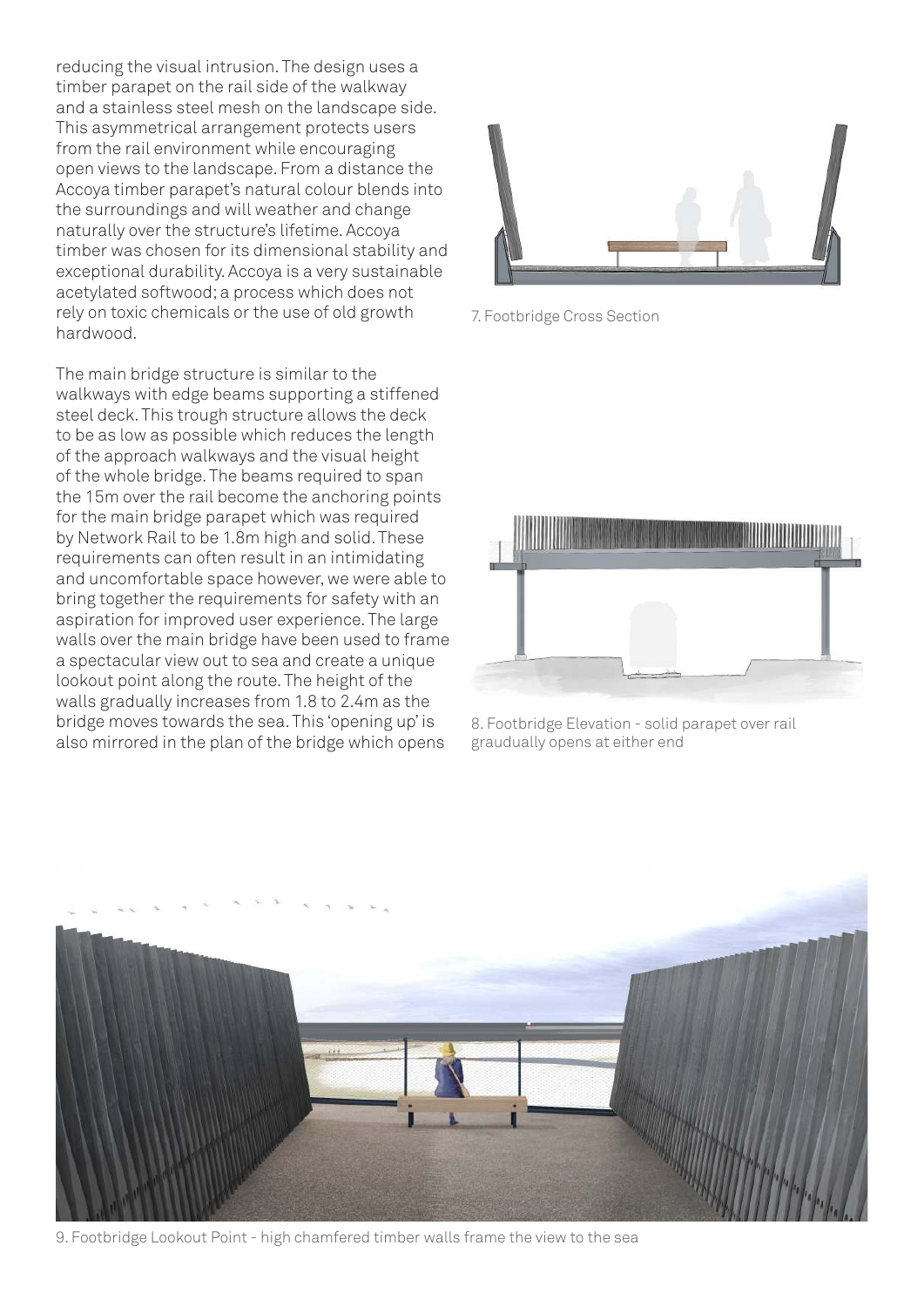reducing the visual intrusion. The design uses a timber parapet on the rail side of the walkway and a stainless steel mesh on the landscape side. This asymmetrical arrangement protects users from the rail environment while encouraging open views to the landscape. From a distance the Accoya timber parapet's natural colour blends into the surroundings and will weather and change naturally over the structure's lifetime. Accoya timber was chosen for its dimensional stability and exceptional durability. Accoya is a very sustainable acetylated softwood; a process which does not rely on toxic chemicals or the use of old growth hardwood.

The main bridge structure is similar to the walkways with edge beams supporting a stiffened steel deck. This trough structure allows the deck to be as low as possible which reduces the length of the approach walkways and the visual height of the whole bridge. The beams required to span the 15m over the rail become the anchoring points for the main bridge parapet which was required by Network Rail to be 1.8m high and solid. These requirements can often result in an intimidating and uncomfortable space however, we were able to bring together the requirements for safety with an aspiration for improved user experience. The large walls over the main bridge have been used to frame a spectacular view out to sea and create a unique lookout point along the route. The height of the walls gradually increases from 1.8 to 2.4m as the bridge moves towards the sea. This 'opening up' is also mirrored in the plan of the bridge which opens

7. Footbridge Cross Section

8. Footbridge Elevation - solid parapet over rail graudually opens at either end

9. Footbridge Lookout Point - high chamfered timber walls frame the view to the sea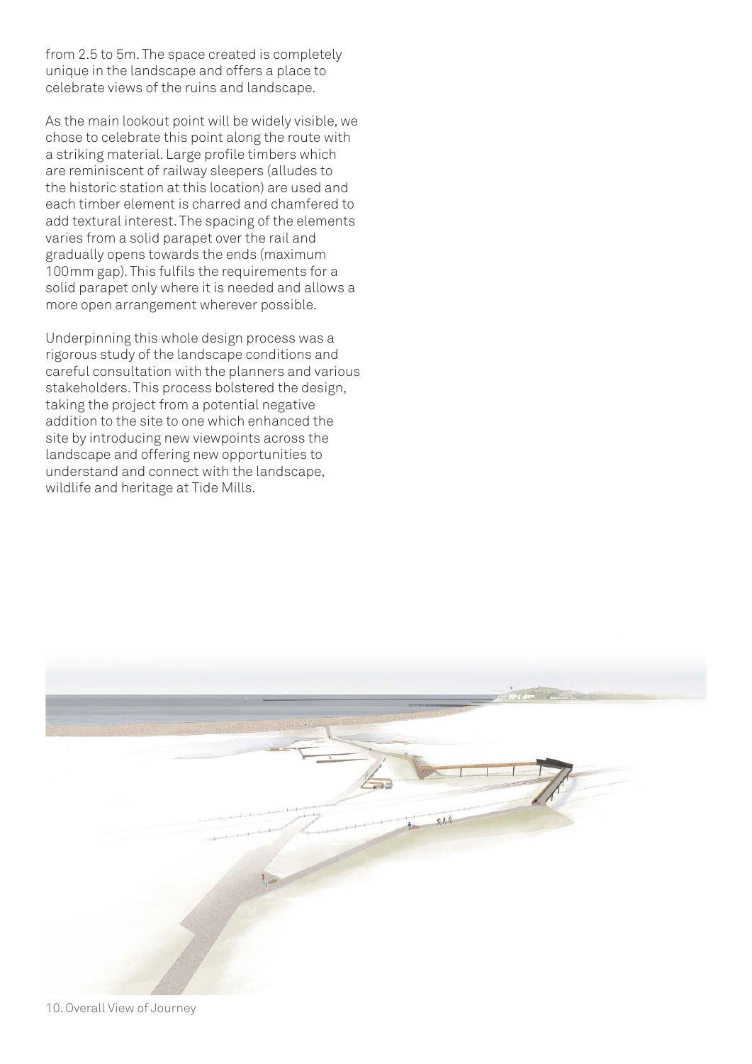from 2.5 to 5m. The space created is completely unique in the landscape and offers a place to celebrate views of the ruins and landscape.

As the main lookout point will be widely visible, we chose to celebrate this point along the route with a striking material. Large profile timbers which are reminiscent of railway sleepers (alludes to the historic station at this location) are used and each timber element is charred and chamfered to add textural interest. The spacing of the elements varies from a solid parapet over the rail and gradually opens towards the ends (maximum 100mm gap). This fulfils the requirements for a solid parapet only where it is needed and allows a more open arrangement wherever possible.

Underpinning this whole design process was a rigorous study of the landscape conditions and careful consultation with the planners and various stakeholders. This process bolstered the design, taking the project from a potential negative addition to the site to one which enhanced the site by introducing new viewpoints across the landscape and offering new opportunities to understand and connect with the landscape, wildlife and heritage at Tide Mills.

10. Overall View of Journey